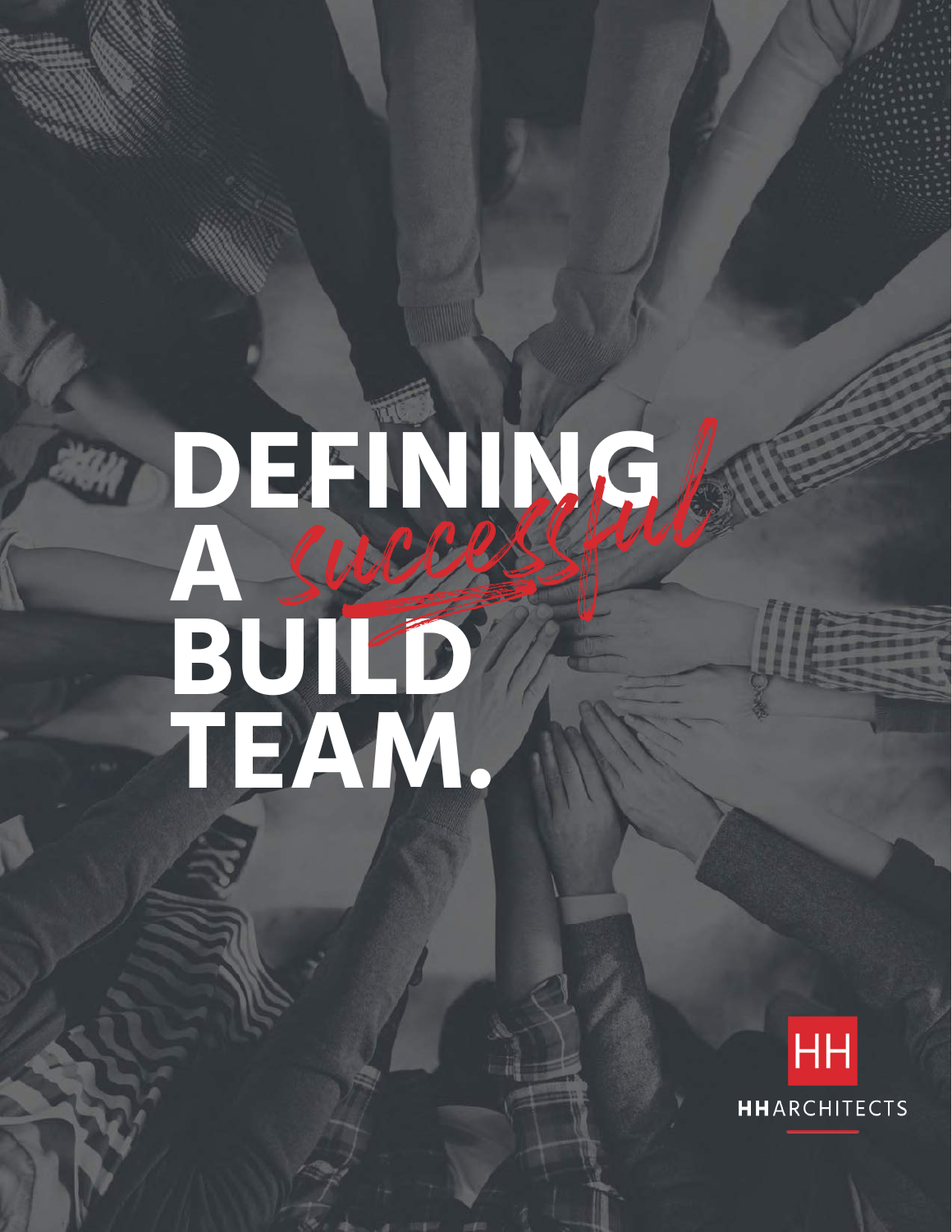# DEFINING A *successful* BUILD TEAM.

HH

**HH**ARCHITECTS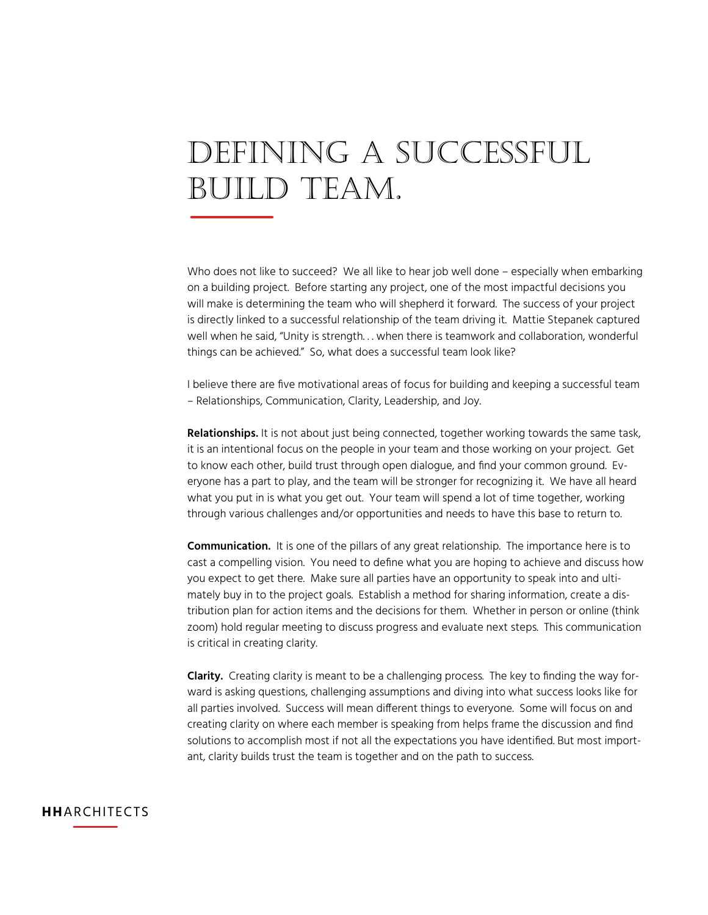# Defining a Successful Build Team.

Who does not like to succeed? We all like to hear job well done – especially when embarking on a building project. Before starting any project, one of the most impactful decisions you will make is determining the team who will shepherd it forward. The success of your project is directly linked to a successful relationship of the team driving it. Mattie Stepanek captured well when he said, "Unity is strength. . . when there is teamwork and collaboration, wonderful things can be achieved." So, what does a successful team look like?

I believe there are five motivational areas of focus for building and keeping a successful team – Relationships, Communication, Clarity, Leadership, and Joy.

**Relationships.** It is not about just being connected, together working towards the same task, it is an intentional focus on the people in your team and those working on your project. Get to know each other, build trust through open dialogue, and find your common ground. Everyone has a part to play, and the team will be stronger for recognizing it. We have all heard what you put in is what you get out. Your team will spend a lot of time together, working through various challenges and/or opportunities and needs to have this base to return to.

**Communication.** It is one of the pillars of any great relationship. The importance here is to cast a compelling vision. You need to define what you are hoping to achieve and discuss how you expect to get there. Make sure all parties have an opportunity to speak into and ultimately buy in to the project goals. Establish a method for sharing information, create a distribution plan for action items and the decisions for them. Whether in person or online (think zoom) hold regular meeting to discuss progress and evaluate next steps. This communication is critical in creating clarity.

**Clarity.** Creating clarity is meant to be a challenging process. The key to finding the way forward is asking questions, challenging assumptions and diving into what success looks like for all parties involved. Success will mean different things to everyone. Some will focus on and creating clarity on where each member is speaking from helps frame the discussion and find solutions to accomplish most if not all the expectations you have identified. But most important, clarity builds trust the team is together and on the path to success.

**HH**ARCHITECTS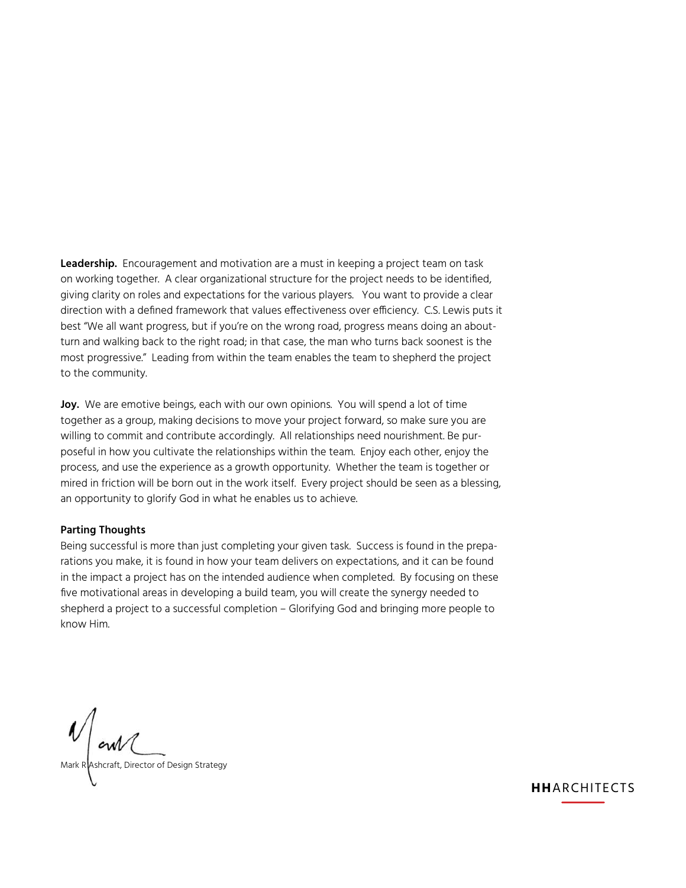**Leadership.** Encouragement and motivation are a must in keeping a project team on task on working together. A clear organizational structure for the project needs to be identified, giving clarity on roles and expectations for the various players. You want to provide a clear direction with a defined framework that values effectiveness over efficiency. C.S. Lewis puts it best "We all want progress, but if you're on the wrong road, progress means doing an about-turn and walking back to the right road; in that case, the man who turns back soonest is the most progressive." Leading from within the team enables the team to shepherd the project to the community.

**Joy.** We are emotive beings, each with our own opinions. You will spend a lot of time together as a group, making decisions to move your project forward, so make sure you are willing to commit and contribute accordingly. All relationships need nourishment. Be purposeful in how you cultivate the relationships within the team. Enjoy each other, enjoy the process, and use the experience as a growth opportunity. Whether the team is together or mired in friction will be born out in the work itself. Every project should be seen as a blessing, an opportunity to glorify God in what he enables us to achieve.

**Parting Thoughts**

Being successful is more than just completing your given task. Success is found in the preparations you make, it is found in how your team delivers on expectations, and it can be found in the impact a project has on the intended audience when completed. By focusing on these five motivational areas in developing a build team, you will create the synergy needed to shepherd a project to a successful completion – Glorifying God and bringing more people to know Him.

Mark R Ashcraft, Director of Design Strategy

**HH**ARCHITECTS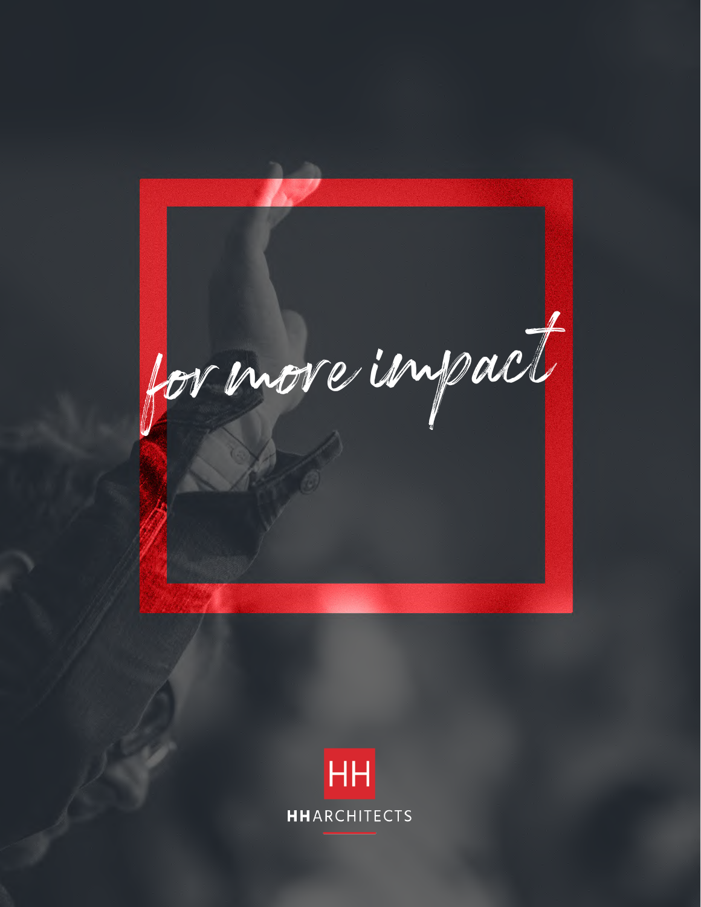*for more impact*

HH

**HH**ARCHITECTS